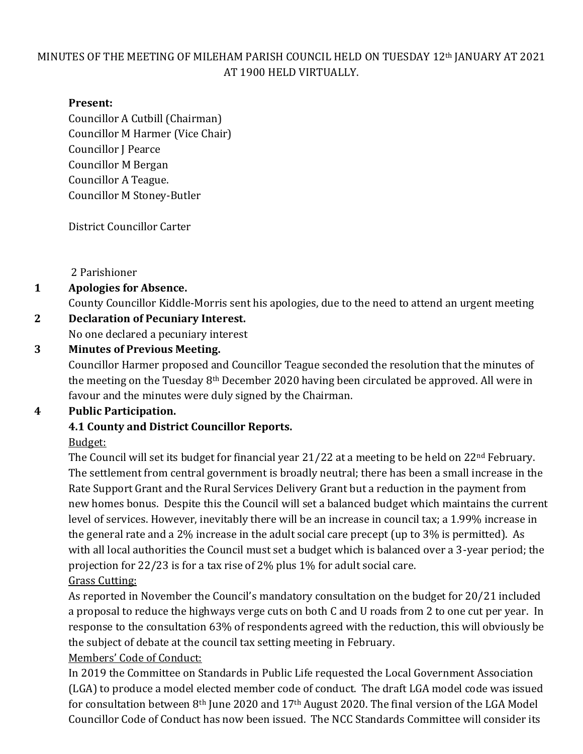MINUTES OF THE MEETING OF MILEHAM PARISH COUNCIL HELD ON TUESDAY 12th JANUARY AT 2021 AT 1900 HELD VIRTUALLY.

**Present:**

Councillor A Cutbill (Chairman)
Councillor M Harmer (Vice Chair)
Councillor J Pearce
Councillor M Bergan
Councillor A Teague.
Councillor M Stoney-Butler

District Councillor Carter

2 Parishioner

**1 Apologies for Absence.**

County Councillor Kiddle-Morris sent his apologies, due to the need to attend an urgent meeting

**2 Declaration of Pecuniary Interest.**

No one declared a pecuniary interest

**3 Minutes of Previous Meeting.**

Councillor Harmer proposed and Councillor Teague seconded the resolution that the minutes of the meeting on the Tuesday 8th December 2020 having been circulated be approved. All were in favour and the minutes were duly signed by the Chairman.

**4 Public Participation.**

**4.1 County and District Councillor Reports.**

Budget:

The Council will set its budget for financial year 21/22 at a meeting to be held on 22nd February. The settlement from central government is broadly neutral; there has been a small increase in the Rate Support Grant and the Rural Services Delivery Grant but a reduction in the payment from new homes bonus. Despite this the Council will set a balanced budget which maintains the current level of services. However, inevitably there will be an increase in council tax; a 1.99% increase in the general rate and a 2% increase in the adult social care precept (up to 3% is permitted). As with all local authorities the Council must set a budget which is balanced over a 3-year period; the projection for 22/23 is for a tax rise of 2% plus 1% for adult social care.

Grass Cutting:

As reported in November the Council's mandatory consultation on the budget for 20/21 included a proposal to reduce the highways verge cuts on both C and U roads from 2 to one cut per year. In response to the consultation 63% of respondents agreed with the reduction, this will obviously be the subject of debate at the council tax setting meeting in February.

Members' Code of Conduct:

In 2019 the Committee on Standards in Public Life requested the Local Government Association (LGA) to produce a model elected member code of conduct. The draft LGA model code was issued for consultation between 8th June 2020 and 17th August 2020. The final version of the LGA Model Councillor Code of Conduct has now been issued. The NCC Standards Committee will consider its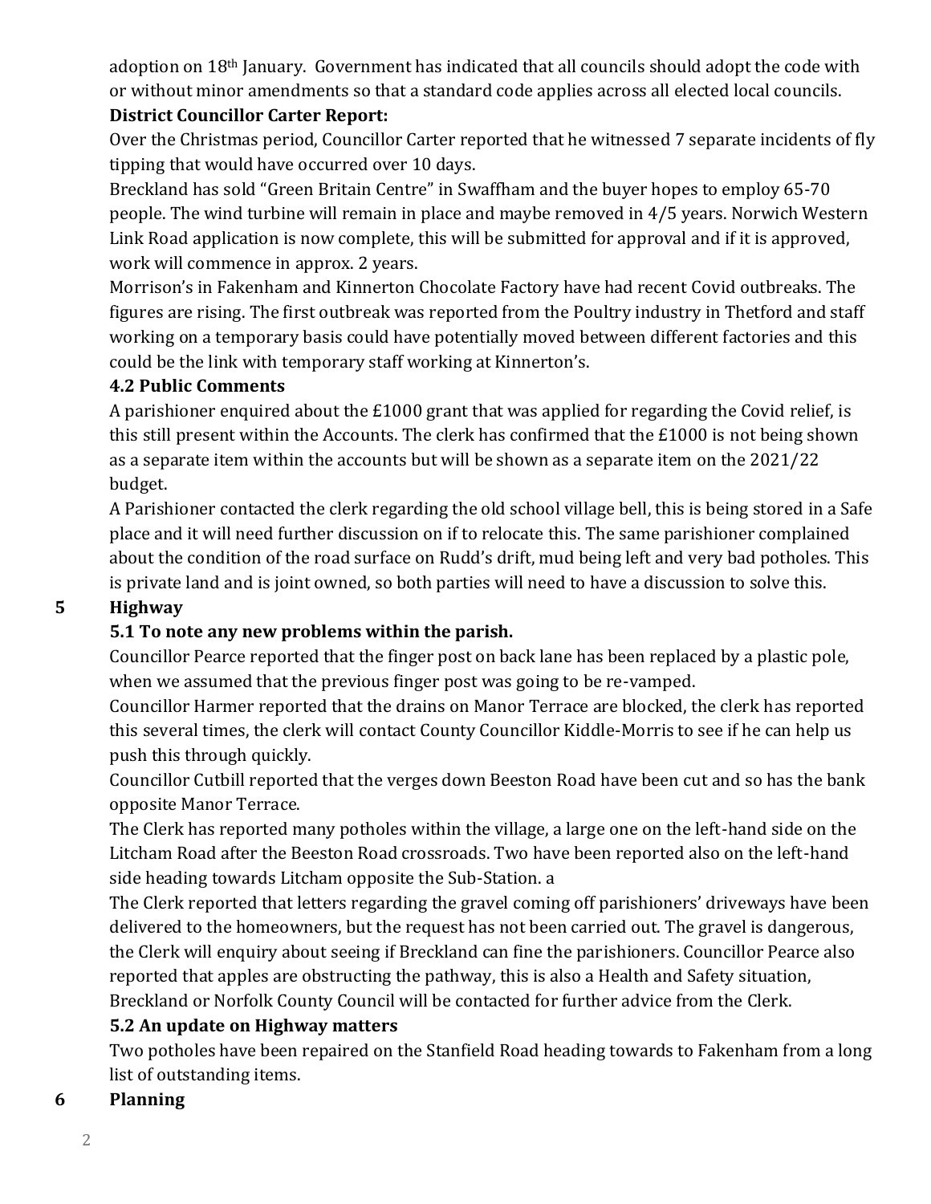adoption on 18th January. Government has indicated that all councils should adopt the code with or without minor amendments so that a standard code applies across all elected local councils.

**District Councillor Carter Report:**

Over the Christmas period, Councillor Carter reported that he witnessed 7 separate incidents of fly tipping that would have occurred over 10 days.

Breckland has sold "Green Britain Centre" in Swaffham and the buyer hopes to employ 65-70 people. The wind turbine will remain in place and maybe removed in 4/5 years. Norwich Western Link Road application is now complete, this will be submitted for approval and if it is approved, work will commence in approx. 2 years.

Morrison's in Fakenham and Kinnerton Chocolate Factory have had recent Covid outbreaks. The figures are rising. The first outbreak was reported from the Poultry industry in Thetford and staff working on a temporary basis could have potentially moved between different factories and this could be the link with temporary staff working at Kinnerton's.

**4.2 Public Comments**

A parishioner enquired about the £1000 grant that was applied for regarding the Covid relief, is this still present within the Accounts. The clerk has confirmed that the £1000 is not being shown as a separate item within the accounts but will be shown as a separate item on the 2021/22 budget.

A Parishioner contacted the clerk regarding the old school village bell, this is being stored in a Safe place and it will need further discussion on if to relocate this. The same parishioner complained about the condition of the road surface on Rudd's drift, mud being left and very bad potholes. This is private land and is joint owned, so both parties will need to have a discussion to solve this.

## 5 Highway

**5.1 To note any new problems within the parish.**

Councillor Pearce reported that the finger post on back lane has been replaced by a plastic pole, when we assumed that the previous finger post was going to be re-vamped.

Councillor Harmer reported that the drains on Manor Terrace are blocked, the clerk has reported this several times, the clerk will contact County Councillor Kiddle-Morris to see if he can help us push this through quickly.

Councillor Cutbill reported that the verges down Beeston Road have been cut and so has the bank opposite Manor Terrace.

The Clerk has reported many potholes within the village, a large one on the left-hand side on the Litcham Road after the Beeston Road crossroads. Two have been reported also on the left-hand side heading towards Litcham opposite the Sub-Station. a

The Clerk reported that letters regarding the gravel coming off parishioners' driveways have been delivered to the homeowners, but the request has not been carried out. The gravel is dangerous, the Clerk will enquiry about seeing if Breckland can fine the parishioners. Councillor Pearce also reported that apples are obstructing the pathway, this is also a Health and Safety situation, Breckland or Norfolk County Council will be contacted for further advice from the Clerk.

**5.2 An update on Highway matters**

Two potholes have been repaired on the Stanfield Road heading towards to Fakenham from a long list of outstanding items.

## 6 Planning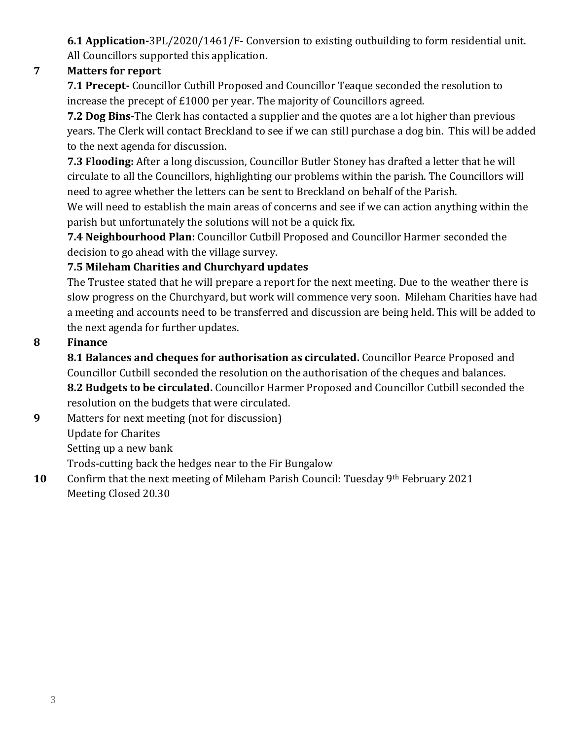**6.1 Application-**3PL/2020/1461/F- Conversion to existing outbuilding to form residential unit. All Councillors supported this application.

**7 Matters for report**

**7.1 Precept-** Councillor Cutbill Proposed and Councillor Teaque seconded the resolution to increase the precept of £1000 per year. The majority of Councillors agreed.

**7.2 Dog Bins-**The Clerk has contacted a supplier and the quotes are a lot higher than previous years. The Clerk will contact Breckland to see if we can still purchase a dog bin. This will be added to the next agenda for discussion.

**7.3 Flooding:** After a long discussion, Councillor Butler Stoney has drafted a letter that he will circulate to all the Councillors, highlighting our problems within the parish. The Councillors will need to agree whether the letters can be sent to Breckland on behalf of the Parish.

We will need to establish the main areas of concerns and see if we can action anything within the parish but unfortunately the solutions will not be a quick fix.

**7.4 Neighbourhood Plan:** Councillor Cutbill Proposed and Councillor Harmer seconded the decision to go ahead with the village survey.

**7.5 Mileham Charities and Churchyard updates**

The Trustee stated that he will prepare a report for the next meeting. Due to the weather there is slow progress on the Churchyard, but work will commence very soon. Mileham Charities have had a meeting and accounts need to be transferred and discussion are being held. This will be added to the next agenda for further updates.

**8 Finance**

**8.1 Balances and cheques for authorisation as circulated.** Councillor Pearce Proposed and Councillor Cutbill seconded the resolution on the authorisation of the cheques and balances.

**8.2 Budgets to be circulated.** Councillor Harmer Proposed and Councillor Cutbill seconded the resolution on the budgets that were circulated.

**9** Matters for next meeting (not for discussion)

Update for Charites

Setting up a new bank

Trods-cutting back the hedges near to the Fir Bungalow

**10** Confirm that the next meeting of Mileham Parish Council: Tuesday 9th February 2021

Meeting Closed 20.30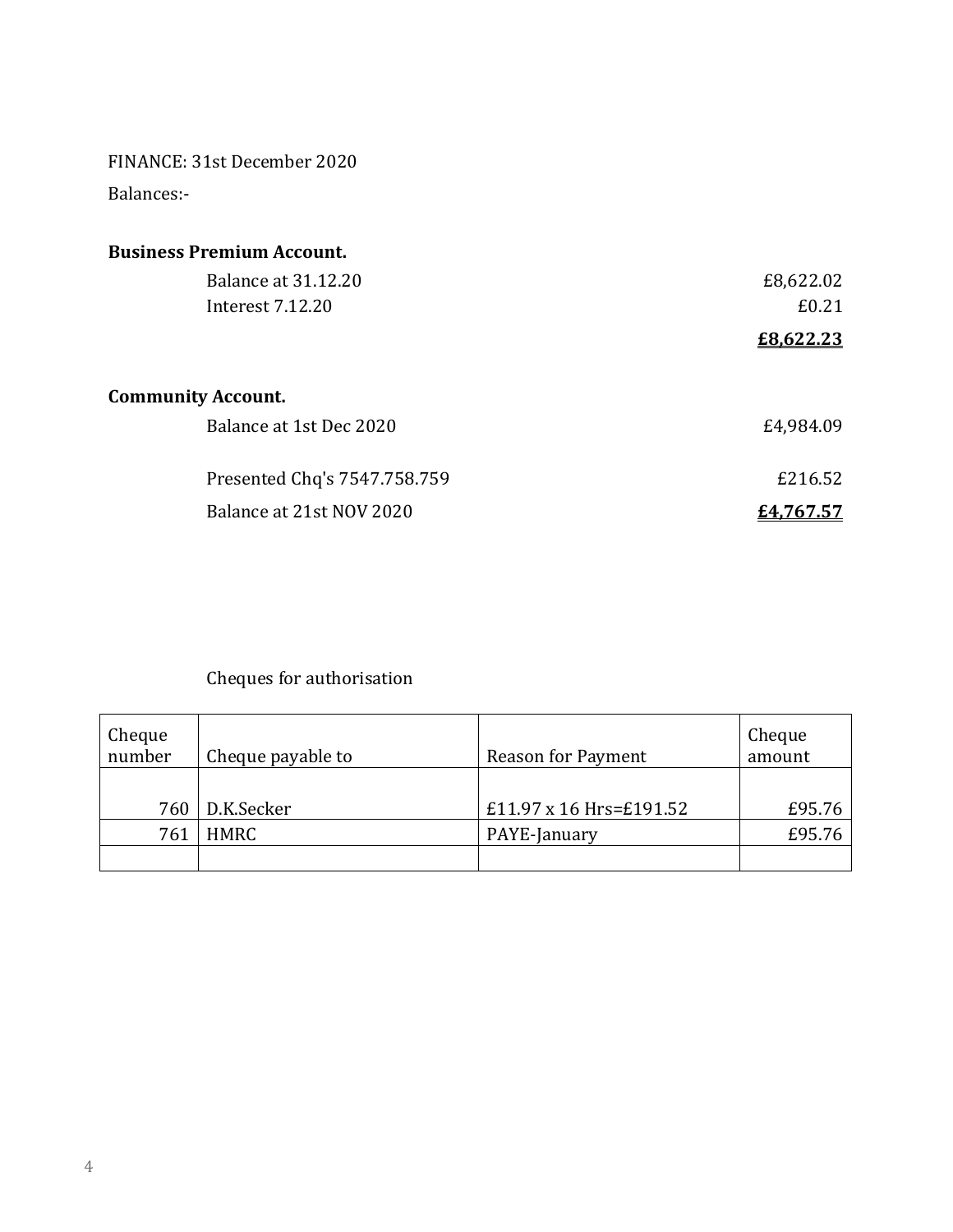FINANCE: 31st December 2020

Balances:-

**Business Premium Account.**

| | |
|---|---|
| Balance at 31.12.20 | £8,622.02 |
| Interest 7.12.20 | £0.21 |
| | **£8,622.23** |

**Community Account.**

| | |
|---|---|
| Balance at 1st Dec 2020 | £4,984.09 |
| Presented Chq's 7547.758.759 | £216.52 |
| Balance at 21st NOV 2020 | **£4,767.57** |

Cheques for authorisation

| Cheque number | Cheque payable to | Reason for Payment | Cheque amount |
|---|---|---|---|
| 760 | D.K.Secker | £11.97 x 16 Hrs=£191.52 | £95.76 |
| 761 | HMRC | PAYE-January | £95.76 |
| | | | |